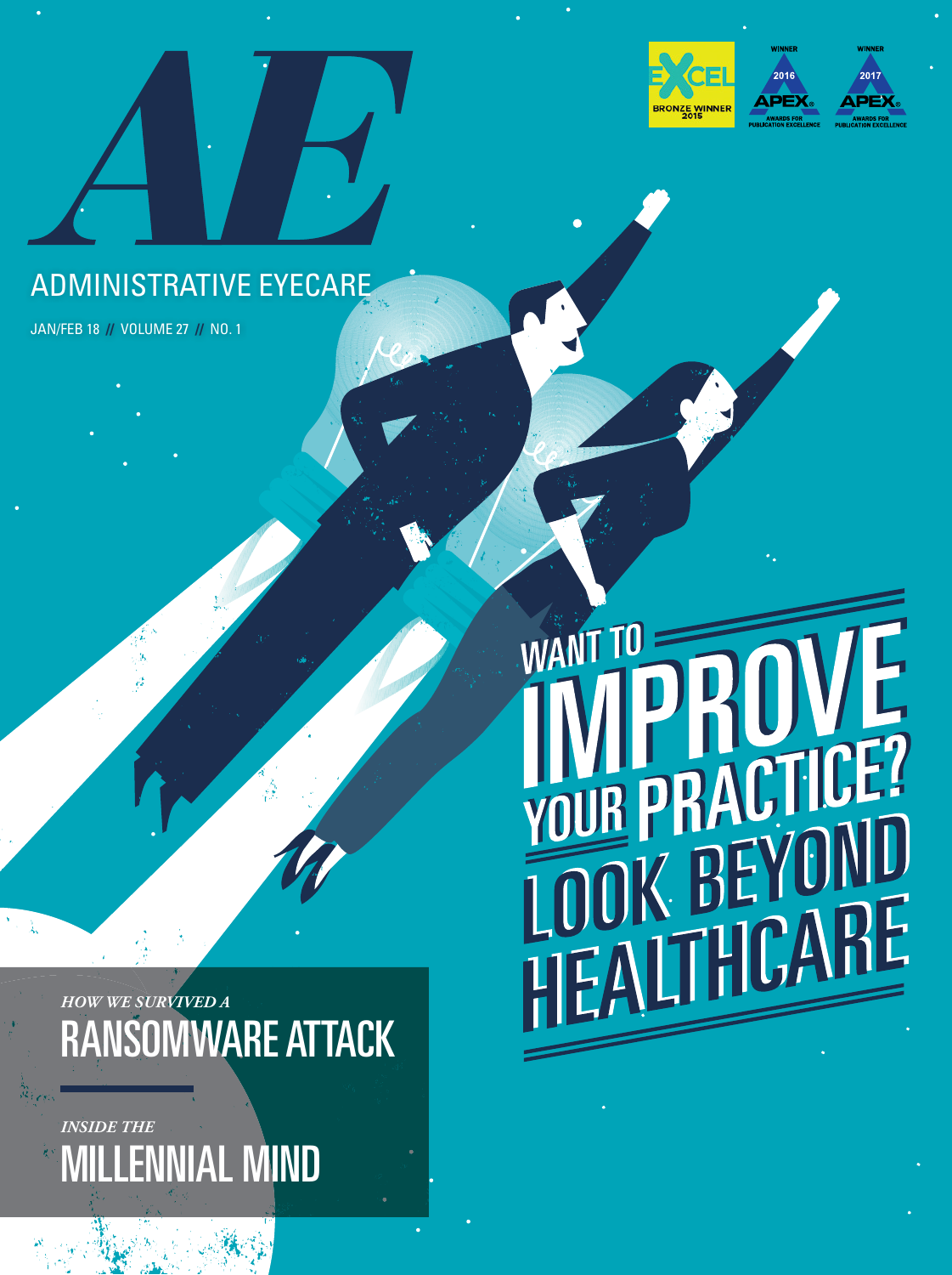# AE

## ADMINISTRATIVE EYECARE

JAN/FEB 18 // VOLUME 27 // NO. 1

EXCEL BRONZE WINNER 2015

WINNER 2016 APEX AWARDS FOR PUBLICATION EXCELLENCE

WINNER 2017 APEX AWARDS FOR PUBLICATION EXCELLENCE

# WANT TO IMPROVE YOUR PRACTICE? LOOK BEYOND HEALTHCARE

*HOW WE SURVIVED A*

## RANSOMWARE ATTACK

*INSIDE THE*

## MILLENNIAL MIND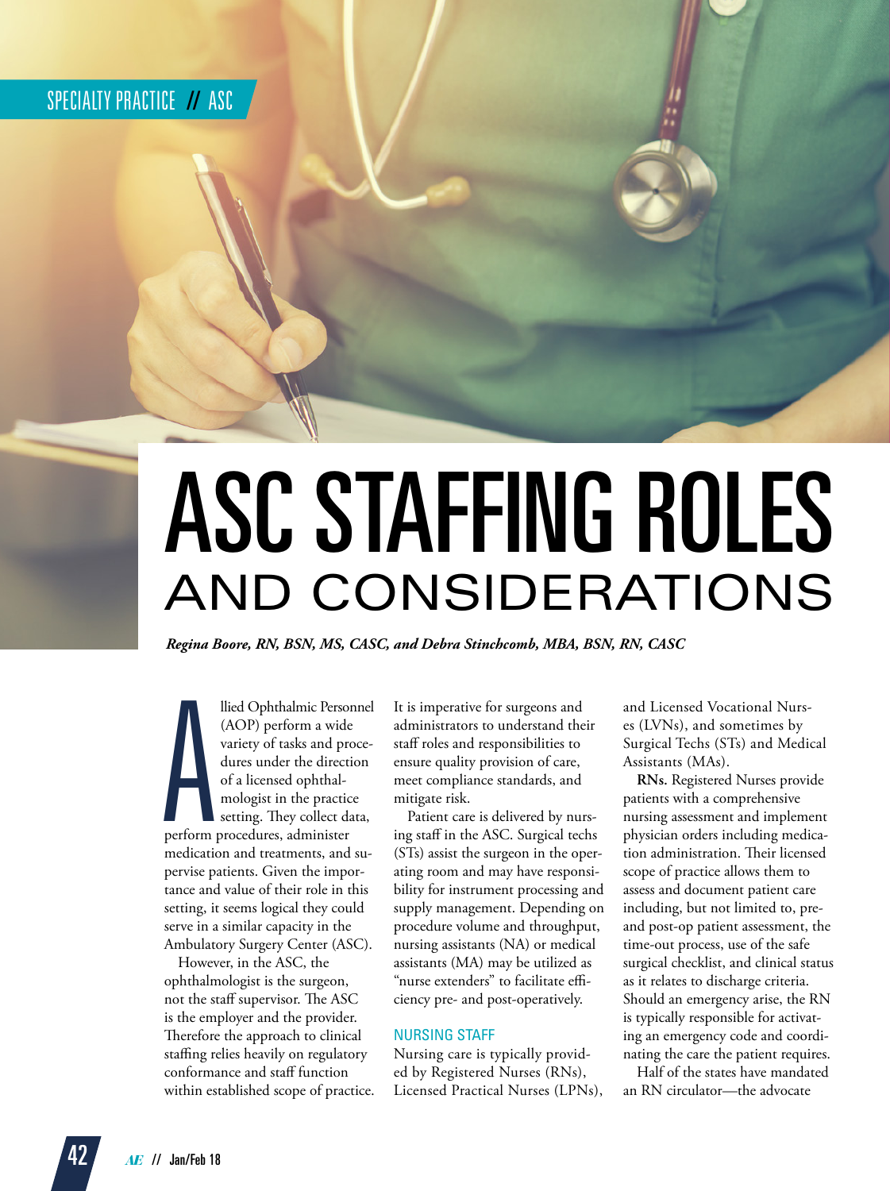# ASC STAFFING ROLES AND CONSIDERATIONS

*Regina Boore, RN, BSN, MS, CASC, and Debra Stinchcomb, MBA, BSN, RN, CASC*

Allied Ophthalmic Personnel (AOP) perform a wide variety of tasks and procedures under the direction of a licensed ophthalmologist in the practice setting. They collect data, perform procedures, administer medication and treatments, and supervise patients. Given the importance and value of their role in this setting, it seems logical they could serve in a similar capacity in the Ambulatory Surgery Center (ASC).

However, in the ASC, the ophthalmologist is the surgeon, not the staff supervisor. The ASC is the employer and the provider. Therefore the approach to clinical staffing relies heavily on regulatory conformance and staff function within established scope of practice. It is imperative for surgeons and administrators to understand their staff roles and responsibilities to ensure quality provision of care, meet compliance standards, and mitigate risk.

Patient care is delivered by nursing staff in the ASC. Surgical techs (STs) assist the surgeon in the operating room and may have responsibility for instrument processing and supply management. Depending on procedure volume and throughput, nursing assistants (NA) or medical assistants (MA) may be utilized as "nurse extenders" to facilitate efficiency pre- and post-operatively.

## NURSING STAFF

Nursing care is typically provided by Registered Nurses (RNs), Licensed Practical Nurses (LPNs), and Licensed Vocational Nurses (LVNs), and sometimes by Surgical Techs (STs) and Medical Assistants (MAs).

**RNs.** Registered Nurses provide patients with a comprehensive nursing assessment and implement physician orders including medication administration. Their licensed scope of practice allows them to assess and document patient care including, but not limited to, pre- and post-op patient assessment, the time-out process, use of the safe surgical checklist, and clinical status as it relates to discharge criteria. Should an emergency arise, the RN is typically responsible for activating an emergency code and coordinating the care the patient requires.

Half of the states have mandated an RN circulator—the advocate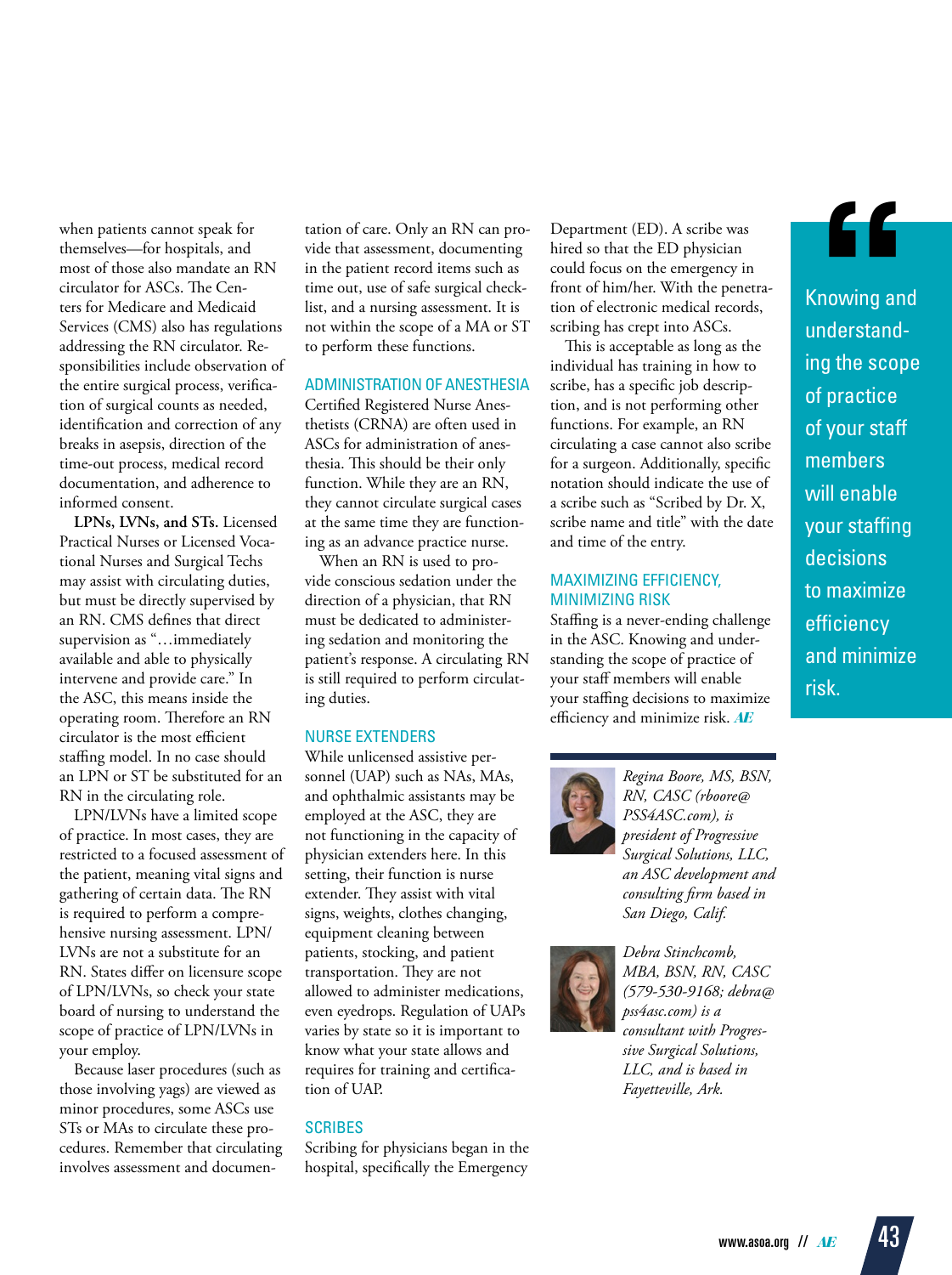when patients cannot speak for themselves—for hospitals, and most of those also mandate an RN circulator for ASCs. The Centers for Medicare and Medicaid Services (CMS) also has regulations addressing the RN circulator. Responsibilities include observation of the entire surgical process, verification of surgical counts as needed, identification and correction of any breaks in asepsis, direction of the time-out process, medical record documentation, and adherence to informed consent.

**LPNs, LVNs, and STs.** Licensed Practical Nurses or Licensed Vocational Nurses and Surgical Techs may assist with circulating duties, but must be directly supervised by an RN. CMS defines that direct supervision as "…immediately available and able to physically intervene and provide care." In the ASC, this means inside the operating room. Therefore an RN circulator is the most efficient staffing model. In no case should an LPN or ST be substituted for an RN in the circulating role.

LPN/LVNs have a limited scope of practice. In most cases, they are restricted to a focused assessment of the patient, meaning vital signs and gathering of certain data. The RN is required to perform a comprehensive nursing assessment. LPN/LVNs are not a substitute for an RN. States differ on licensure scope of LPN/LVNs, so check your state board of nursing to understand the scope of practice of LPN/LVNs in your employ.

Because laser procedures (such as those involving yags) are viewed as minor procedures, some ASCs use STs or MAs to circulate these procedures. Remember that circulating involves assessment and documentation of care. Only an RN can provide that assessment, documenting in the patient record items such as time out, use of safe surgical checklist, and a nursing assessment. It is not within the scope of a MA or ST to perform these functions.

## ADMINISTRATION OF ANESTHESIA

Certified Registered Nurse Anesthetists (CRNA) are often used in ASCs for administration of anesthesia. This should be their only function. While they are an RN, they cannot circulate surgical cases at the same time they are functioning as an advance practice nurse.

When an RN is used to provide conscious sedation under the direction of a physician, that RN must be dedicated to administering sedation and monitoring the patient's response. A circulating RN is still required to perform circulating duties.

## NURSE EXTENDERS

While unlicensed assistive personnel (UAP) such as NAs, MAs, and ophthalmic assistants may be employed at the ASC, they are not functioning in the capacity of physician extenders here. In this setting, their function is nurse extender. They assist with vital signs, weights, clothes changing, equipment cleaning between patients, stocking, and patient transportation. They are not allowed to administer medications, even eyedrops. Regulation of UAPs varies by state so it is important to know what your state allows and requires for training and certification of UAP.

## SCRIBES

Scribing for physicians began in the hospital, specifically the Emergency Department (ED). A scribe was hired so that the ED physician could focus on the emergency in front of him/her. With the penetration of electronic medical records, scribing has crept into ASCs.

This is acceptable as long as the individual has training in how to scribe, has a specific job description, and is not performing other functions. For example, an RN circulating a case cannot also scribe for a surgeon. Additionally, specific notation should indicate the use of a scribe such as "Scribed by Dr. X, scribe name and title" with the date and time of the entry.

## MAXIMIZING EFFICIENCY, MINIMIZING RISK

Staffing is a never-ending challenge in the ASC. Knowing and understanding the scope of practice of your staff members will enable your staffing decisions to maximize efficiency and minimize risk. *AE*

> Knowing and understanding the scope of practice of your staff members will enable your staffing decisions to maximize efficiency and minimize risk.

*Regina Boore, MS, BSN, RN, CASC (rboore@PSS4ASC.com), is president of Progressive Surgical Solutions, LLC, an ASC development and consulting firm based in San Diego, Calif.*

*Debra Stinchcomb, MBA, BSN, RN, CASC (579-530-9168; debra@pss4asc.com) is a consultant with Progressive Surgical Solutions, LLC, and is based in Fayetteville, Ark.*